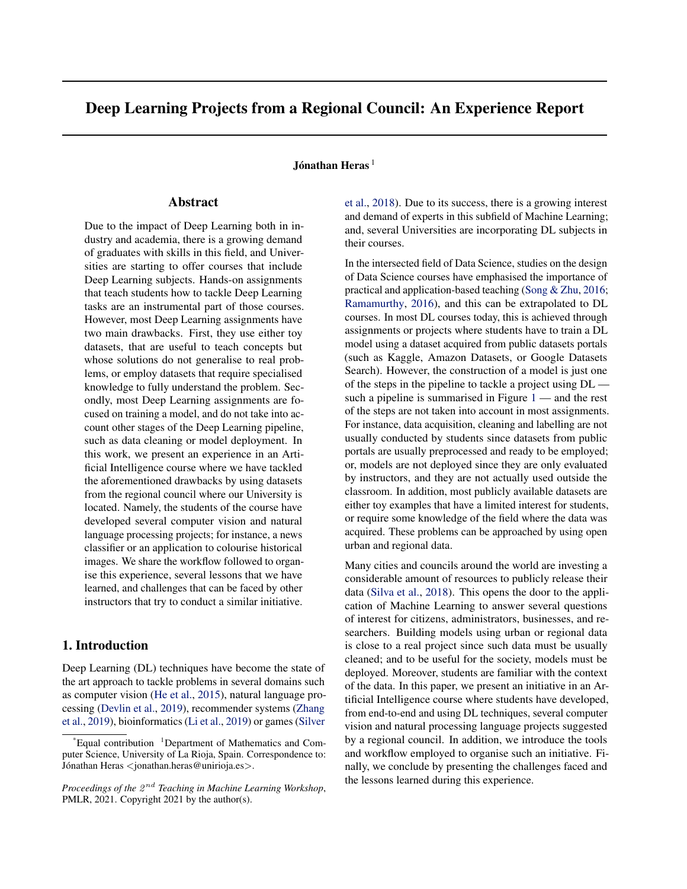# Deep Learning Projects from a Regional Council: An Experience Report

**Jónathan Heras** [1]

## Abstract

Due to the impact of Deep Learning both in industry and academia, there is a growing demand of graduates with skills in this field, and Universities are starting to offer courses that include Deep Learning subjects. Hands-on assignments that teach students how to tackle Deep Learning tasks are an instrumental part of those courses. However, most Deep Learning assignments have two main drawbacks. First, they use either toy datasets, that are useful to teach concepts but whose solutions do not generalise to real problems, or employ datasets that require specialised knowledge to fully understand the problem. Secondly, most Deep Learning assignments are focused on training a model, and do not take into account other stages of the Deep Learning pipeline, such as data cleaning or model deployment. In this work, we present an experience in an Artificial Intelligence course where we have tackled the aforementioned drawbacks by using datasets from the regional council where our University is located. Namely, the students of the course have developed several computer vision and natural language processing projects; for instance, a news classifier or an application to colourise historical images. We share the workflow followed to organise this experience, several lessons that we have learned, and challenges that can be faced by other instructors that try to conduct a similar initiative.

## 1. Introduction

Deep Learning (DL) techniques have become the state of the art approach to tackle problems in several domains such as computer vision (He et al., 2015), natural language processing (Devlin et al., 2019), recommender systems (Zhang et al., 2019), bioinformatics (Li et al., 2019) or games (Silver et al., 2018). Due to its success, there is a growing interest and demand of experts in this subfield of Machine Learning; and, several Universities are incorporating DL subjects in their courses.

In the intersected field of Data Science, studies on the design of Data Science courses have emphasised the importance of practical and application-based teaching (Song & Zhu, 2016; Ramamurthy, 2016), and this can be extrapolated to DL courses. In most DL courses today, this is achieved through assignments or projects where students have to train a DL model using a dataset acquired from public datasets portals (such as Kaggle, Amazon Datasets, or Google Datasets Search). However, the construction of a model is just one of the steps in the pipeline to tackle a project using DL — such a pipeline is summarised in Figure 1 — and the rest of the steps are not taken into account in most assignments. For instance, data acquisition, cleaning and labelling are not usually conducted by students since datasets from public portals are usually preprocessed and ready to be employed; or, models are not deployed since they are only evaluated by instructors, and they are not actually used outside the classroom. In addition, most publicly available datasets are either toy examples that have a limited interest for students, or require some knowledge of the field where the data was acquired. These problems can be approached by using open urban and regional data.

Many cities and councils around the world are investing a considerable amount of resources to publicly release their data (Silva et al., 2018). This opens the door to the application of Machine Learning to answer several questions of interest for citizens, administrators, businesses, and researchers. Building models using urban or regional data is close to a real project since such data must be usually cleaned; and to be useful for the society, models must be deployed. Moreover, students are familiar with the context of the data. In this paper, we present an initiative in an Artificial Intelligence course where students have developed, from end-to-end and using DL techniques, several computer vision and natural processing language projects suggested by a regional council. In addition, we introduce the tools and workflow employed to organise such an initiative. Finally, we conclude by presenting the challenges faced and the lessons learned during this experience.

---

*Equal contribution [1]Department of Mathematics and Computer Science, University of La Rioja, Spain. Correspondence to: Jónathan Heras <jonathan.heras@unirioja.es>.

*Proceedings of the $2^{nd}$ Teaching in Machine Learning Workshop*, PMLR, 2021. Copyright 2021 by the author(s).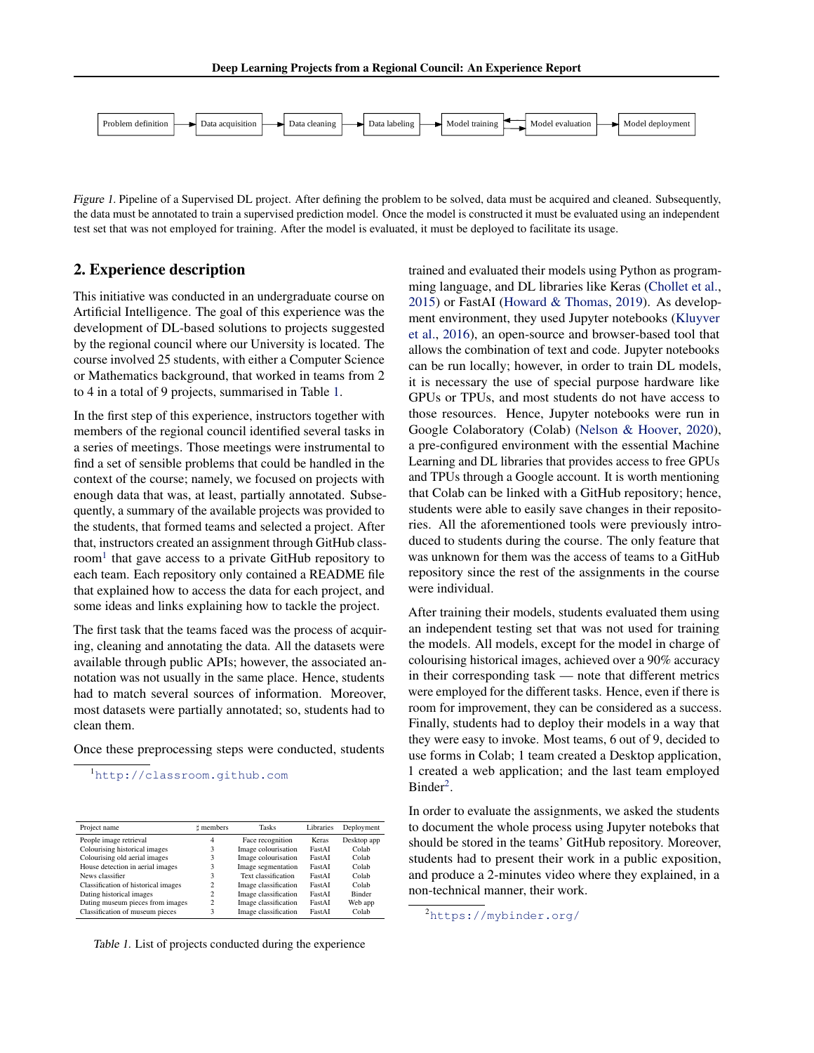Problem definition → Data acquisition → Data cleaning → Data labeling → Model training ⇄ Model evaluation → Model deployment

*Figure 1.* Pipeline of a Supervised DL project. After defining the problem to be solved, data must be acquired and cleaned. Subsequently, the data must be annotated to train a supervised prediction model. Once the model is constructed it must be evaluated using an independent test set that was not employed for training. After the model is evaluated, it must be deployed to facilitate its usage.

## 2. Experience description

This initiative was conducted in an undergraduate course on Artificial Intelligence. The goal of this experience was the development of DL-based solutions to projects suggested by the regional council where our University is located. The course involved 25 students, with either a Computer Science or Mathematics background, that worked in teams from 2 to 4 in a total of 9 projects, summarised in Table 1.

In the first step of this experience, instructors together with members of the regional council identified several tasks in a series of meetings. Those meetings were instrumental to find a set of sensible problems that could be handled in the context of the course; namely, we focused on projects with enough data that was, at least, partially annotated. Subsequently, a summary of the available projects was provided to the students, that formed teams and selected a project. After that, instructors created an assignment through GitHub classroom[1] that gave access to a private GitHub repository to each team. Each repository only contained a README file that explained how to access the data for each project, and some ideas and links explaining how to tackle the project.

The first task that the teams faced was the process of acquiring, cleaning and annotating the data. All the datasets were available through public APIs; however, the associated annotation was not usually in the same place. Hence, students had to match several sources of information. Moreover, most datasets were partially annotated; so, students had to clean them.

Once these preprocessing steps were conducted, students trained and evaluated their models using Python as programming language, and DL libraries like Keras (Chollet et al., 2015) or FastAI (Howard & Thomas, 2019). As development environment, they used Jupyter notebooks (Kluyver et al., 2016), an open-source and browser-based tool that allows the combination of text and code. Jupyter notebooks can be run locally; however, in order to train DL models, it is necessary the use of special purpose hardware like GPUs or TPUs, and most students do not have access to those resources. Hence, Jupyter notebooks were run in Google Colaboratory (Colab) (Nelson & Hoover, 2020), a pre-configured environment with the essential Machine Learning and DL libraries that provides access to free GPUs and TPUs through a Google account. It is worth mentioning that Colab can be linked with a GitHub repository; hence, students were able to easily save changes in their repositories. All the aforementioned tools were previously introduced to students during the course. The only feature that was unknown for them was the access of teams to a GitHub repository since the rest of the assignments in the course were individual.

After training their models, students evaluated them using an independent testing set that was not used for training the models. All models, except for the model in charge of colourising historical images, achieved over a 90% accuracy in their corresponding task — note that different metrics were employed for the different tasks. Hence, even if there is room for improvement, they can be considered as a success. Finally, students had to deploy their models in a way that they were easy to invoke. Most teams, 6 out of 9, decided to use forms in Colab; 1 team created a Desktop application, 1 created a web application; and the last team employed Binder[2].

In order to evaluate the assignments, we asked the students to document the whole process using Jupyter noteboks that should be stored in the teams' GitHub repository. Moreover, students had to present their work in a public exposition, and produce a 2-minutes video where they explained, in a non-technical manner, their work.

[1] http://classroom.github.com

[2] https://mybinder.org/

| Project name | ♯ members | Tasks | Libraries | Deployment |
|---|---|---|---|---|
| People image retrieval | 4 | Face recognition | Keras | Desktop app |
| Colourising historical images | 3 | Image colourisation | FastAI | Colab |
| Colourising old aerial images | 3 | Image colourisation | FastAI | Colab |
| House detection in aerial images | 3 | Image segmentation | FastAI | Colab |
| News classifier | 3 | Text classification | FastAI | Colab |
| Classification of historical images | 2 | Image classification | FastAI | Colab |
| Dating historical images | 2 | Image classification | FastAI | Binder |
| Dating museum pieces from images | 2 | Image classification | FastAI | Web app |
| Classification of museum pieces | 3 | Image classification | FastAI | Colab |

*Table 1.* List of projects conducted during the experience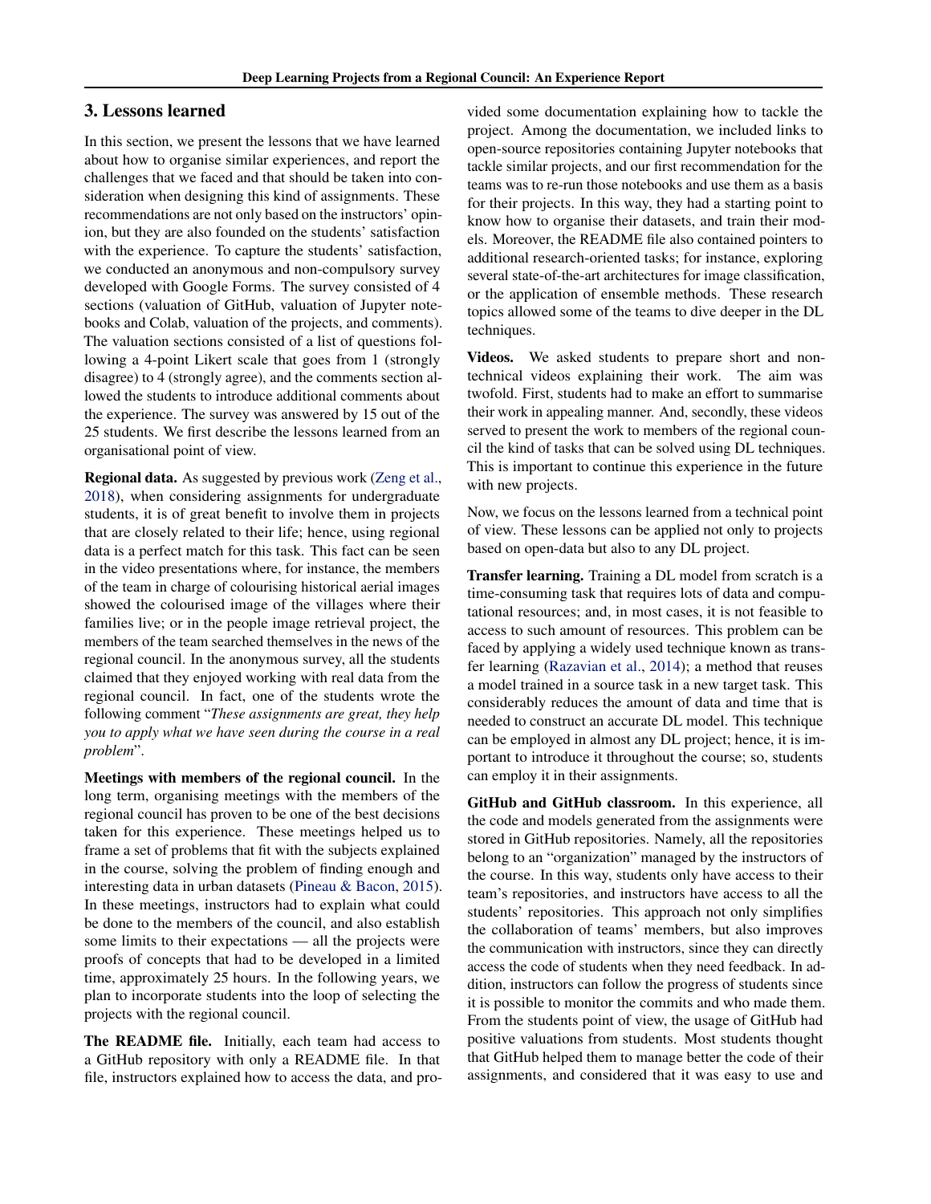## 3. Lessons learned

In this section, we present the lessons that we have learned about how to organise similar experiences, and report the challenges that we faced and that should be taken into consideration when designing this kind of assignments. These recommendations are not only based on the instructors' opinion, but they are also founded on the students' satisfaction with the experience. To capture the students' satisfaction, we conducted an anonymous and non-compulsory survey developed with Google Forms. The survey consisted of 4 sections (valuation of GitHub, valuation of Jupyter notebooks and Colab, valuation of the projects, and comments). The valuation sections consisted of a list of questions following a 4-point Likert scale that goes from 1 (strongly disagree) to 4 (strongly agree), and the comments section allowed the students to introduce additional comments about the experience. The survey was answered by 15 out of the 25 students. We first describe the lessons learned from an organisational point of view.

**Regional data.** As suggested by previous work (Zeng et al., 2018), when considering assignments for undergraduate students, it is of great benefit to involve them in projects that are closely related to their life; hence, using regional data is a perfect match for this task. This fact can be seen in the video presentations where, for instance, the members of the team in charge of colourising historical aerial images showed the colourised image of the villages where their families live; or in the people image retrieval project, the members of the team searched themselves in the news of the regional council. In the anonymous survey, all the students claimed that they enjoyed working with real data from the regional council. In fact, one of the students wrote the following comment "*These assignments are great, they help you to apply what we have seen during the course in a real problem*".

**Meetings with members of the regional council.** In the long term, organising meetings with the members of the regional council has proven to be one of the best decisions taken for this experience. These meetings helped us to frame a set of problems that fit with the subjects explained in the course, solving the problem of finding enough and interesting data in urban datasets (Pineau & Bacon, 2015). In these meetings, instructors had to explain what could be done to the members of the council, and also establish some limits to their expectations — all the projects were proofs of concepts that had to be developed in a limited time, approximately 25 hours. In the following years, we plan to incorporate students into the loop of selecting the projects with the regional council.

**The README file.** Initially, each team had access to a GitHub repository with only a README file. In that file, instructors explained how to access the data, and provided some documentation explaining how to tackle the project. Among the documentation, we included links to open-source repositories containing Jupyter notebooks that tackle similar projects, and our first recommendation for the teams was to re-run those notebooks and use them as a basis for their projects. In this way, they had a starting point to know how to organise their datasets, and train their models. Moreover, the README file also contained pointers to additional research-oriented tasks; for instance, exploring several state-of-the-art architectures for image classification, or the application of ensemble methods. These research topics allowed some of the teams to dive deeper in the DL techniques.

**Videos.** We asked students to prepare short and non-technical videos explaining their work. The aim was twofold. First, students had to make an effort to summarise their work in appealing manner. And, secondly, these videos served to present the work to members of the regional council the kind of tasks that can be solved using DL techniques. This is important to continue this experience in the future with new projects.

Now, we focus on the lessons learned from a technical point of view. These lessons can be applied not only to projects based on open-data but also to any DL project.

**Transfer learning.** Training a DL model from scratch is a time-consuming task that requires lots of data and computational resources; and, in most cases, it is not feasible to access to such amount of resources. This problem can be faced by applying a widely used technique known as transfer learning (Razavian et al., 2014); a method that reuses a model trained in a source task in a new target task. This considerably reduces the amount of data and time that is needed to construct an accurate DL model. This technique can be employed in almost any DL project; hence, it is important to introduce it throughout the course; so, students can employ it in their assignments.

**GitHub and GitHub classroom.** In this experience, all the code and models generated from the assignments were stored in GitHub repositories. Namely, all the repositories belong to an "organization" managed by the instructors of the course. In this way, students only have access to their team's repositories, and instructors have access to all the students' repositories. This approach not only simplifies the collaboration of teams' members, but also improves the communication with instructors, since they can directly access the code of students when they need feedback. In addition, instructors can follow the progress of students since it is possible to monitor the commits and who made them. From the students point of view, the usage of GitHub had positive valuations from students. Most students thought that GitHub helped them to manage better the code of their assignments, and considered that it was easy to use and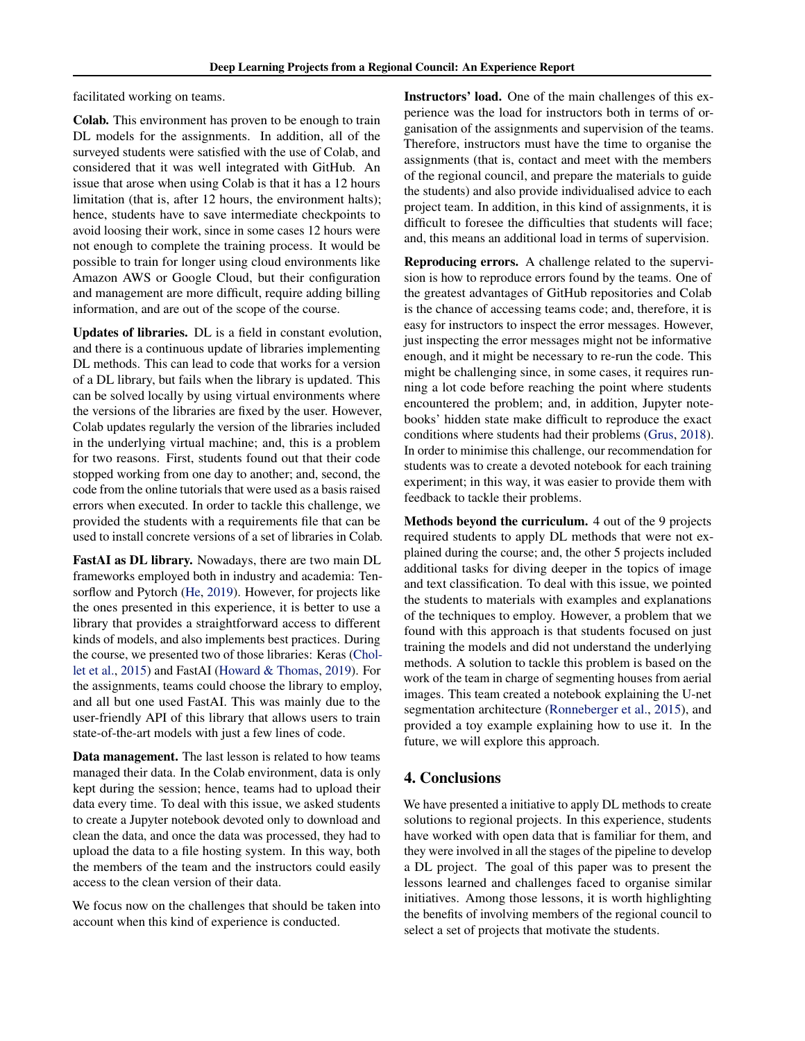facilitated working on teams.

**Colab.** This environment has proven to be enough to train DL models for the assignments. In addition, all of the surveyed students were satisfied with the use of Colab, and considered that it was well integrated with GitHub. An issue that arose when using Colab is that it has a 12 hours limitation (that is, after 12 hours, the environment halts); hence, students have to save intermediate checkpoints to avoid loosing their work, since in some cases 12 hours were not enough to complete the training process. It would be possible to train for longer using cloud environments like Amazon AWS or Google Cloud, but their configuration and management are more difficult, require adding billing information, and are out of the scope of the course.

**Updates of libraries.** DL is a field in constant evolution, and there is a continuous update of libraries implementing DL methods. This can lead to code that works for a version of a DL library, but fails when the library is updated. This can be solved locally by using virtual environments where the versions of the libraries are fixed by the user. However, Colab updates regularly the version of the libraries included in the underlying virtual machine; and, this is a problem for two reasons. First, students found out that their code stopped working from one day to another; and, second, the code from the online tutorials that were used as a basis raised errors when executed. In order to tackle this challenge, we provided the students with a requirements file that can be used to install concrete versions of a set of libraries in Colab.

**FastAI as DL library.** Nowadays, there are two main DL frameworks employed both in industry and academia: Tensorflow and Pytorch (He, 2019). However, for projects like the ones presented in this experience, it is better to use a library that provides a straightforward access to different kinds of models, and also implements best practices. During the course, we presented two of those libraries: Keras (Chollet et al., 2015) and FastAI (Howard & Thomas, 2019). For the assignments, teams could choose the library to employ, and all but one used FastAI. This was mainly due to the user-friendly API of this library that allows users to train state-of-the-art models with just a few lines of code.

**Data management.** The last lesson is related to how teams managed their data. In the Colab environment, data is only kept during the session; hence, teams had to upload their data every time. To deal with this issue, we asked students to create a Jupyter notebook devoted only to download and clean the data, and once the data was processed, they had to upload the data to a file hosting system. In this way, both the members of the team and the instructors could easily access to the clean version of their data.

We focus now on the challenges that should be taken into account when this kind of experience is conducted.

**Instructors' load.** One of the main challenges of this experience was the load for instructors both in terms of organisation of the assignments and supervision of the teams. Therefore, instructors must have the time to organise the assignments (that is, contact and meet with the members of the regional council, and prepare the materials to guide the students) and also provide individualised advice to each project team. In addition, in this kind of assignments, it is difficult to foresee the difficulties that students will face; and, this means an additional load in terms of supervision.

**Reproducing errors.** A challenge related to the supervision is how to reproduce errors found by the teams. One of the greatest advantages of GitHub repositories and Colab is the chance of accessing teams code; and, therefore, it is easy for instructors to inspect the error messages. However, just inspecting the error messages might not be informative enough, and it might be necessary to re-run the code. This might be challenging since, in some cases, it requires running a lot code before reaching the point where students encountered the problem; and, in addition, Jupyter notebooks' hidden state make difficult to reproduce the exact conditions where students had their problems (Grus, 2018). In order to minimise this challenge, our recommendation for students was to create a devoted notebook for each training experiment; in this way, it was easier to provide them with feedback to tackle their problems.

**Methods beyond the curriculum.** 4 out of the 9 projects required students to apply DL methods that were not explained during the course; and, the other 5 projects included additional tasks for diving deeper in the topics of image and text classification. To deal with this issue, we pointed the students to materials with examples and explanations of the techniques to employ. However, a problem that we found with this approach is that students focused on just training the models and did not understand the underlying methods. A solution to tackle this problem is based on the work of the team in charge of segmenting houses from aerial images. This team created a notebook explaining the U-net segmentation architecture (Ronneberger et al., 2015), and provided a toy example explaining how to use it. In the future, we will explore this approach.

## 4. Conclusions

We have presented a initiative to apply DL methods to create solutions to regional projects. In this experience, students have worked with open data that is familiar for them, and they were involved in all the stages of the pipeline to develop a DL project. The goal of this paper was to present the lessons learned and challenges faced to organise similar initiatives. Among those lessons, it is worth highlighting the benefits of involving members of the regional council to select a set of projects that motivate the students.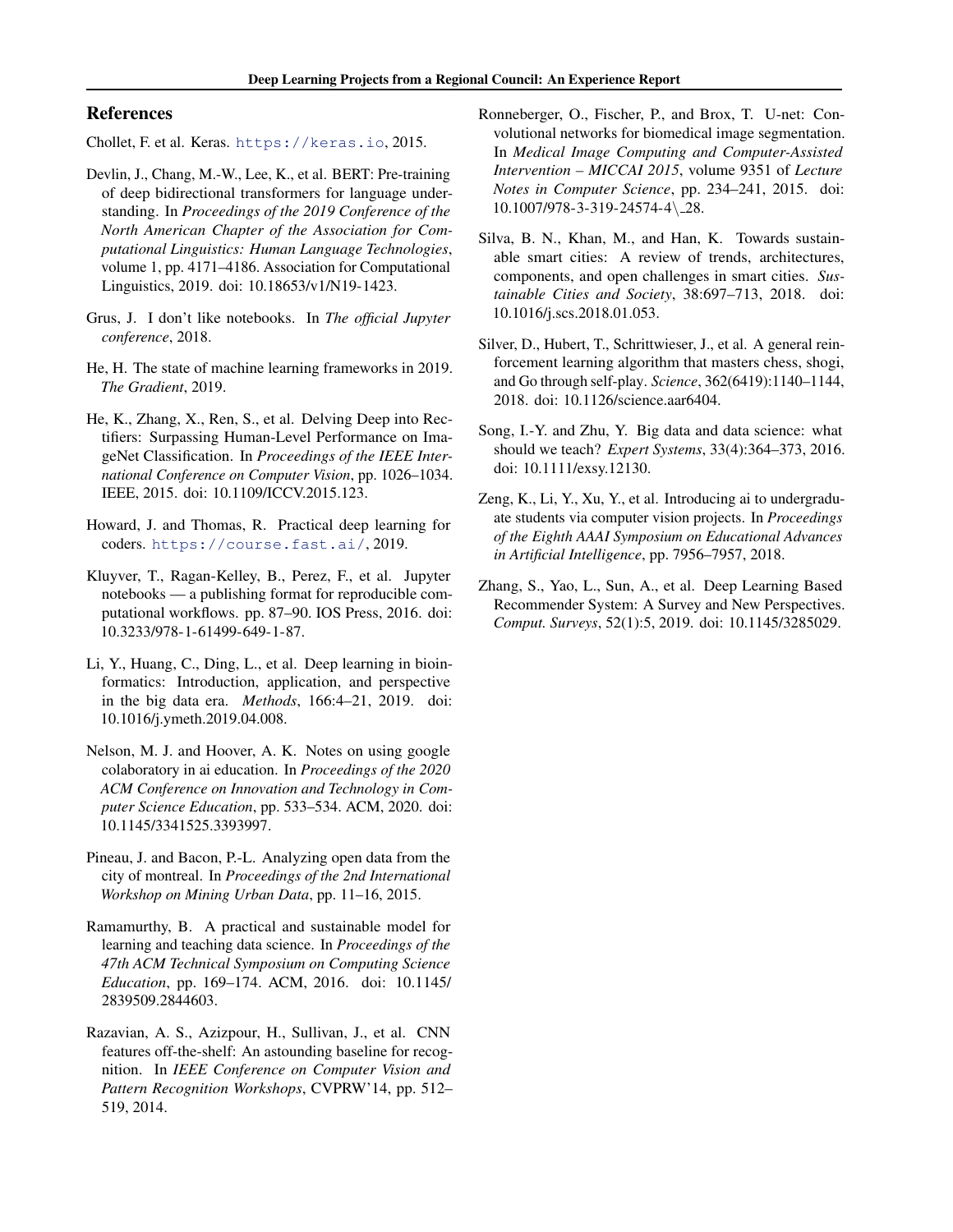## References

Chollet, F. et al. Keras. https://keras.io, 2015.

Devlin, J., Chang, M.-W., Lee, K., et al. BERT: Pre-training of deep bidirectional transformers for language understanding. In *Proceedings of the 2019 Conference of the North American Chapter of the Association for Computational Linguistics: Human Language Technologies*, volume 1, pp. 4171–4186. Association for Computational Linguistics, 2019. doi: 10.18653/v1/N19-1423.

Grus, J. I don't like notebooks. In *The official Jupyter conference*, 2018.

He, H. The state of machine learning frameworks in 2019. *The Gradient*, 2019.

He, K., Zhang, X., Ren, S., et al. Delving Deep into Rectifiers: Surpassing Human-Level Performance on ImageNet Classification. In *Proceedings of the IEEE International Conference on Computer Vision*, pp. 1026–1034. IEEE, 2015. doi: 10.1109/ICCV.2015.123.

Howard, J. and Thomas, R. Practical deep learning for coders. https://course.fast.ai/, 2019.

Kluyver, T., Ragan-Kelley, B., Perez, F., et al. Jupyter notebooks — a publishing format for reproducible computational workflows. pp. 87–90. IOS Press, 2016. doi: 10.3233/978-1-61499-649-1-87.

Li, Y., Huang, C., Ding, L., et al. Deep learning in bioinformatics: Introduction, application, and perspective in the big data era. *Methods*, 166:4–21, 2019. doi: 10.1016/j.ymeth.2019.04.008.

Nelson, M. J. and Hoover, A. K. Notes on using google colaboratory in ai education. In *Proceedings of the 2020 ACM Conference on Innovation and Technology in Computer Science Education*, pp. 533–534. ACM, 2020. doi: 10.1145/3341525.3393997.

Pineau, J. and Bacon, P.-L. Analyzing open data from the city of montreal. In *Proceedings of the 2nd International Workshop on Mining Urban Data*, pp. 11–16, 2015.

Ramamurthy, B. A practical and sustainable model for learning and teaching data science. In *Proceedings of the 47th ACM Technical Symposium on Computing Science Education*, pp. 169–174. ACM, 2016. doi: 10.1145/2839509.2844603.

Razavian, A. S., Azizpour, H., Sullivan, J., et al. CNN features off-the-shelf: An astounding baseline for recognition. In *IEEE Conference on Computer Vision and Pattern Recognition Workshops*, CVPRW'14, pp. 512–519, 2014.

Ronneberger, O., Fischer, P., and Brox, T. U-net: Convolutional networks for biomedical image segmentation. In *Medical Image Computing and Computer-Assisted Intervention – MICCAI 2015*, volume 9351 of *Lecture Notes in Computer Science*, pp. 234–241, 2015. doi: 10.1007/978-3-319-24574-4\_28.

Silva, B. N., Khan, M., and Han, K. Towards sustainable smart cities: A review of trends, architectures, components, and open challenges in smart cities. *Sustainable Cities and Society*, 38:697–713, 2018. doi: 10.1016/j.scs.2018.01.053.

Silver, D., Hubert, T., Schrittwieser, J., et al. A general reinforcement learning algorithm that masters chess, shogi, and Go through self-play. *Science*, 362(6419):1140–1144, 2018. doi: 10.1126/science.aar6404.

Song, I.-Y. and Zhu, Y. Big data and data science: what should we teach? *Expert Systems*, 33(4):364–373, 2016. doi: 10.1111/exsy.12130.

Zeng, K., Li, Y., Xu, Y., et al. Introducing ai to undergraduate students via computer vision projects. In *Proceedings of the Eighth AAAI Symposium on Educational Advances in Artificial Intelligence*, pp. 7956–7957, 2018.

Zhang, S., Yao, L., Sun, A., et al. Deep Learning Based Recommender System: A Survey and New Perspectives. *Comput. Surveys*, 52(1):5, 2019. doi: 10.1145/3285029.